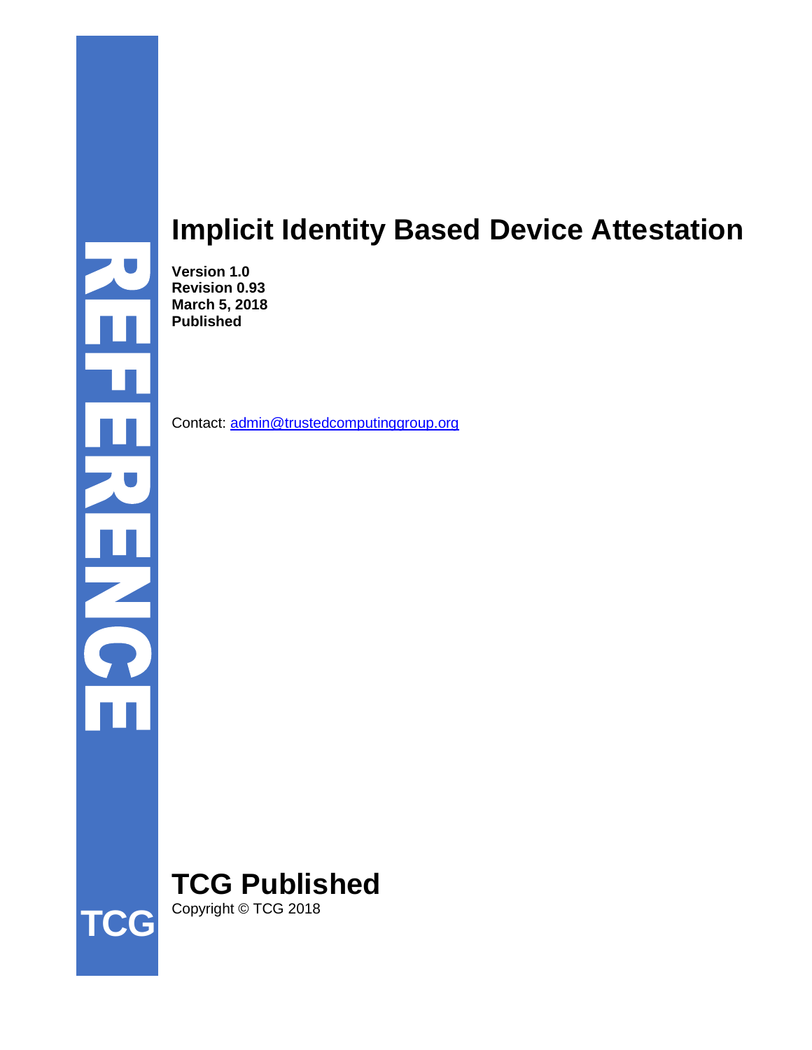REFERENCE

# Implicit Identity Based Device Attestation

**Version 1.0**
**Revision 0.93**
**March 5, 2018**
**Published**

Contact: admin@trustedcomputinggroup.org

## TCG Published

Copyright © TCG 2018

TCG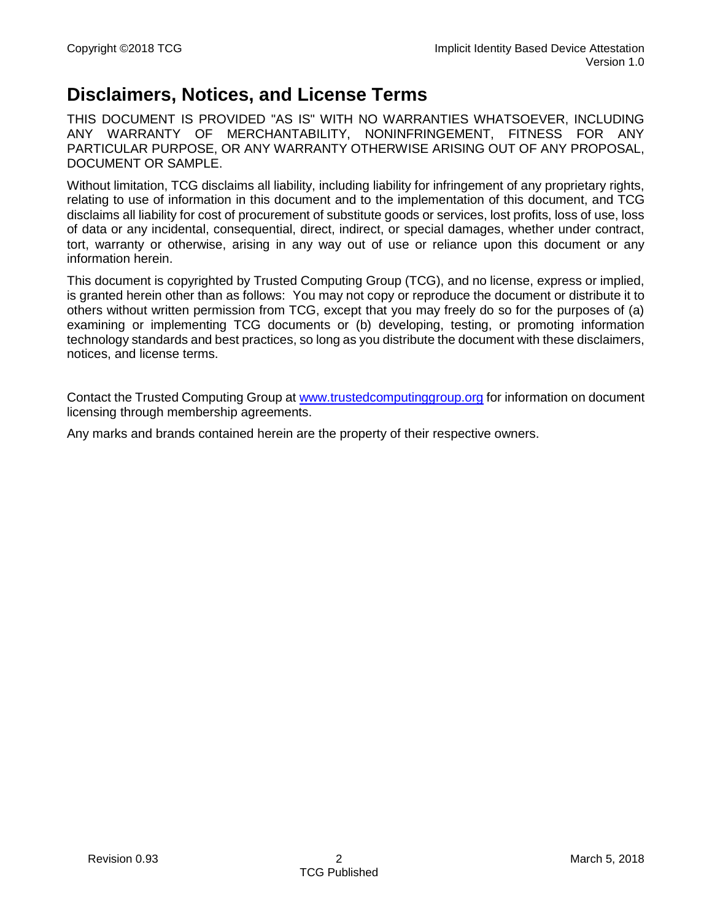# Disclaimers, Notices, and License Terms

THIS DOCUMENT IS PROVIDED "AS IS" WITH NO WARRANTIES WHATSOEVER, INCLUDING ANY WARRANTY OF MERCHANTABILITY, NONINFRINGEMENT, FITNESS FOR ANY PARTICULAR PURPOSE, OR ANY WARRANTY OTHERWISE ARISING OUT OF ANY PROPOSAL, DOCUMENT OR SAMPLE.

Without limitation, TCG disclaims all liability, including liability for infringement of any proprietary rights, relating to use of information in this document and to the implementation of this document, and TCG disclaims all liability for cost of procurement of substitute goods or services, lost profits, loss of use, loss of data or any incidental, consequential, direct, indirect, or special damages, whether under contract, tort, warranty or otherwise, arising in any way out of use or reliance upon this document or any information herein.

This document is copyrighted by Trusted Computing Group (TCG), and no license, express or implied, is granted herein other than as follows: You may not copy or reproduce the document or distribute it to others without written permission from TCG, except that you may freely do so for the purposes of (a) examining or implementing TCG documents or (b) developing, testing, or promoting information technology standards and best practices, so long as you distribute the document with these disclaimers, notices, and license terms.

Contact the Trusted Computing Group at [www.trustedcomputinggroup.org](http://www.trustedcomputinggroup.org) for information on document licensing through membership agreements.

Any marks and brands contained herein are the property of their respective owners.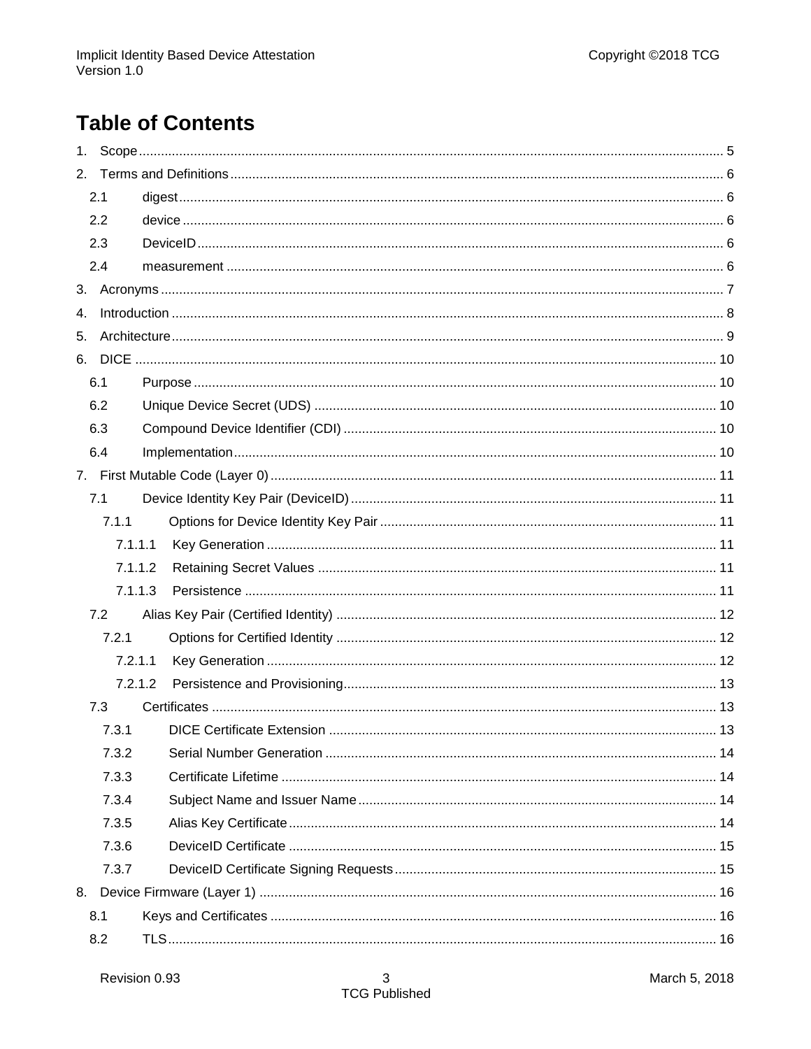# Table of Contents

1. Scope ..... 5
2. Terms and Definitions ..... 6
   - 2.1 digest ..... 6
   - 2.2 device ..... 6
   - 2.3 DeviceID ..... 6
   - 2.4 measurement ..... 6
3. Acronyms ..... 7
4. Introduction ..... 8
5. Architecture ..... 9
6. DICE ..... 10
   - 6.1 Purpose ..... 10
   - 6.2 Unique Device Secret (UDS) ..... 10
   - 6.3 Compound Device Identifier (CDI) ..... 10
   - 6.4 Implementation ..... 10
7. First Mutable Code (Layer 0) ..... 11
   - 7.1 Device Identity Key Pair (DeviceID) ..... 11
     - 7.1.1 Options for Device Identity Key Pair ..... 11
       - 7.1.1.1 Key Generation ..... 11
       - 7.1.1.2 Retaining Secret Values ..... 11
       - 7.1.1.3 Persistence ..... 11
   - 7.2 Alias Key Pair (Certified Identity) ..... 12
     - 7.2.1 Options for Certified Identity ..... 12
       - 7.2.1.1 Key Generation ..... 12
       - 7.2.1.2 Persistence and Provisioning ..... 13
   - 7.3 Certificates ..... 13
     - 7.3.1 DICE Certificate Extension ..... 13
     - 7.3.2 Serial Number Generation ..... 14
     - 7.3.3 Certificate Lifetime ..... 14
     - 7.3.4 Subject Name and Issuer Name ..... 14
     - 7.3.5 Alias Key Certificate ..... 14
     - 7.3.6 DeviceID Certificate ..... 15
     - 7.3.7 DeviceID Certificate Signing Requests ..... 15
8. Device Firmware (Layer 1) ..... 16
   - 8.1 Keys and Certificates ..... 16
   - 8.2 TLS ..... 16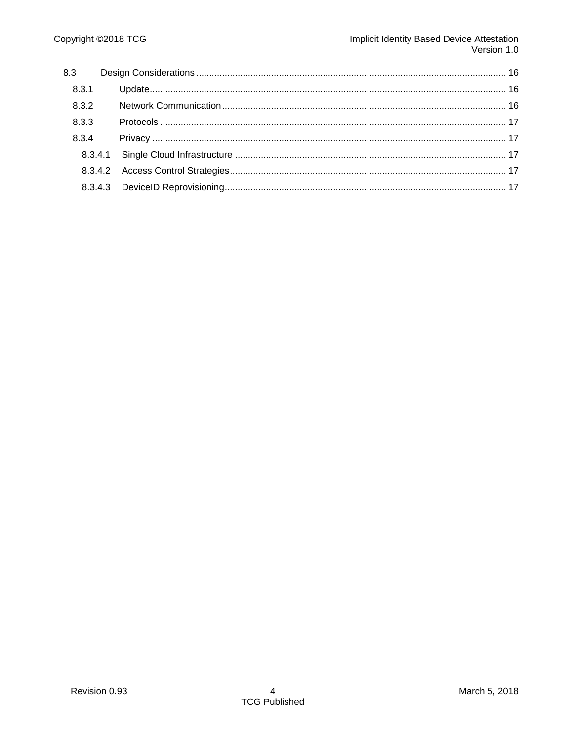8.3 Design Considerations ........................................................................................................................ 16
  8.3.1 Update......................................................................................................................................... 16
  8.3.2 Network Communication............................................................................................................. 16
  8.3.3 Protocols ..................................................................................................................................... 17
  8.3.4 Privacy ........................................................................................................................................ 17
    8.3.4.1 Single Cloud Infrastructure ........................................................................................................ 17
    8.3.4.2 Access Control Strategies........................................................................................................... 17
    8.3.4.3 DeviceID Reprovisioning............................................................................................................ 17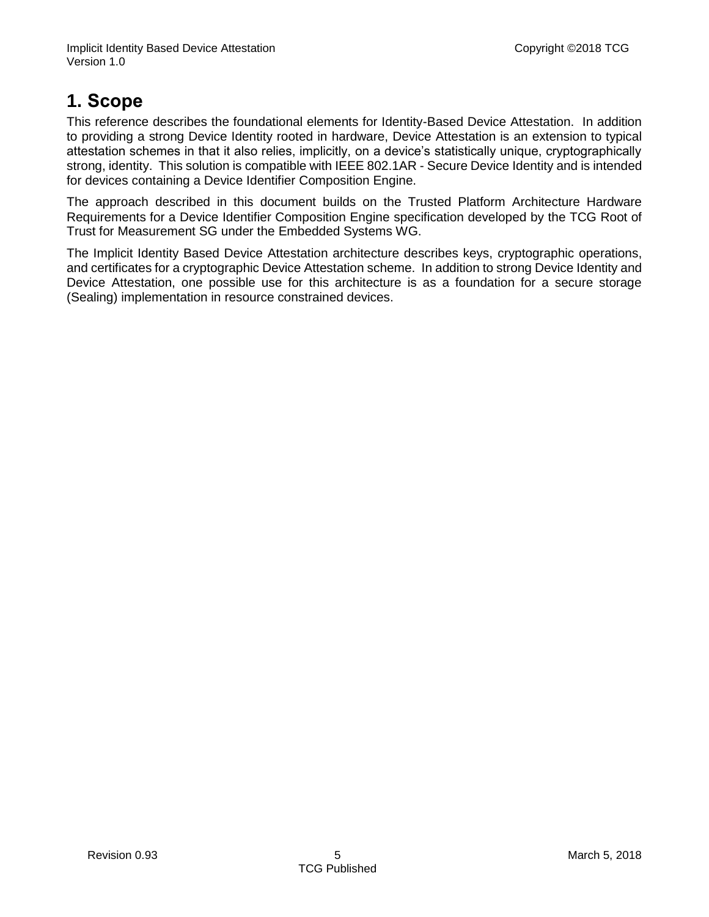# 1. Scope

This reference describes the foundational elements for Identity-Based Device Attestation. In addition to providing a strong Device Identity rooted in hardware, Device Attestation is an extension to typical attestation schemes in that it also relies, implicitly, on a device's statistically unique, cryptographically strong, identity. This solution is compatible with IEEE 802.1AR - Secure Device Identity and is intended for devices containing a Device Identifier Composition Engine.

The approach described in this document builds on the Trusted Platform Architecture Hardware Requirements for a Device Identifier Composition Engine specification developed by the TCG Root of Trust for Measurement SG under the Embedded Systems WG.

The Implicit Identity Based Device Attestation architecture describes keys, cryptographic operations, and certificates for a cryptographic Device Attestation scheme. In addition to strong Device Identity and Device Attestation, one possible use for this architecture is as a foundation for a secure storage (Sealing) implementation in resource constrained devices.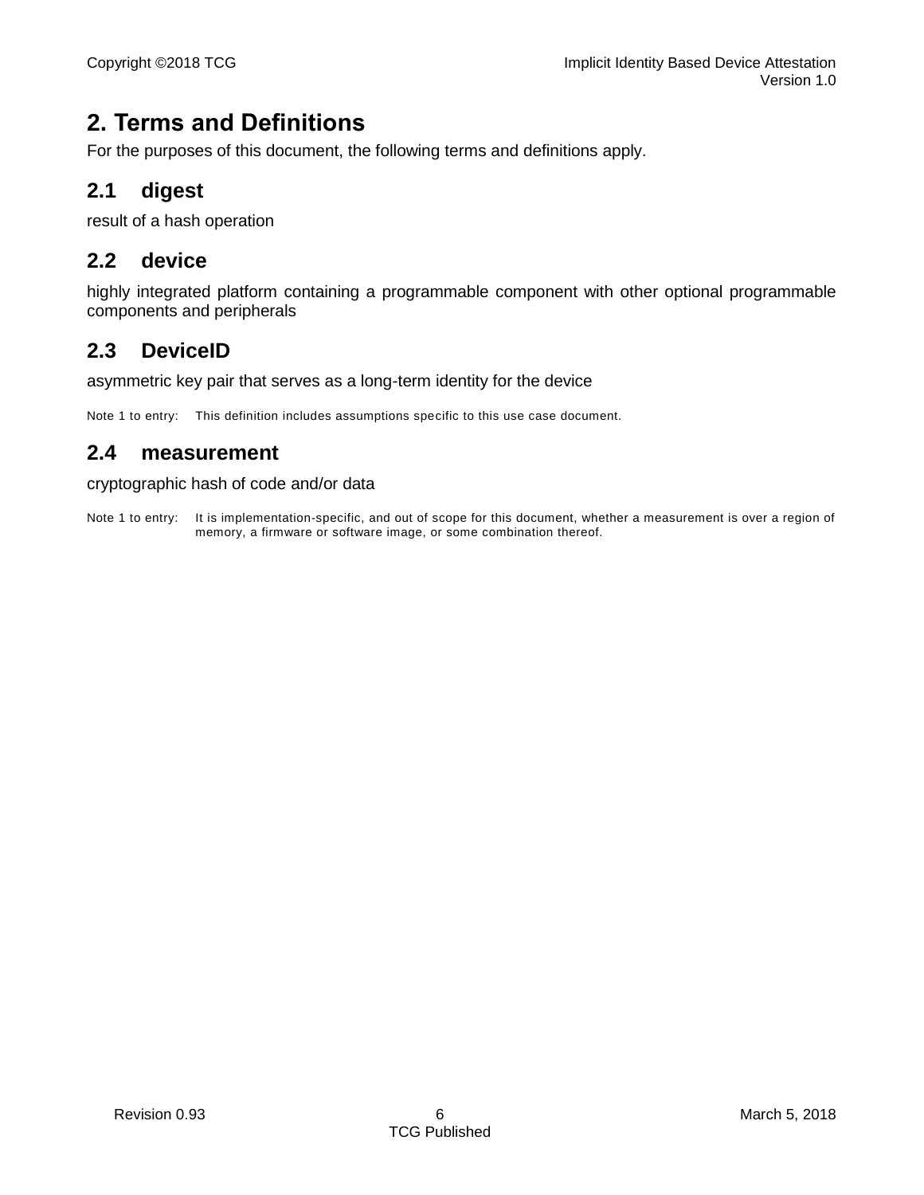# 2. Terms and Definitions

For the purposes of this document, the following terms and definitions apply.

## 2.1 digest

result of a hash operation

## 2.2 device

highly integrated platform containing a programmable component with other optional programmable components and peripherals

## 2.3 DeviceID

asymmetric key pair that serves as a long-term identity for the device

Note 1 to entry: This definition includes assumptions specific to this use case document.

## 2.4 measurement

cryptographic hash of code and/or data

Note 1 to entry: It is implementation-specific, and out of scope for this document, whether a measurement is over a region of memory, a firmware or software image, or some combination thereof.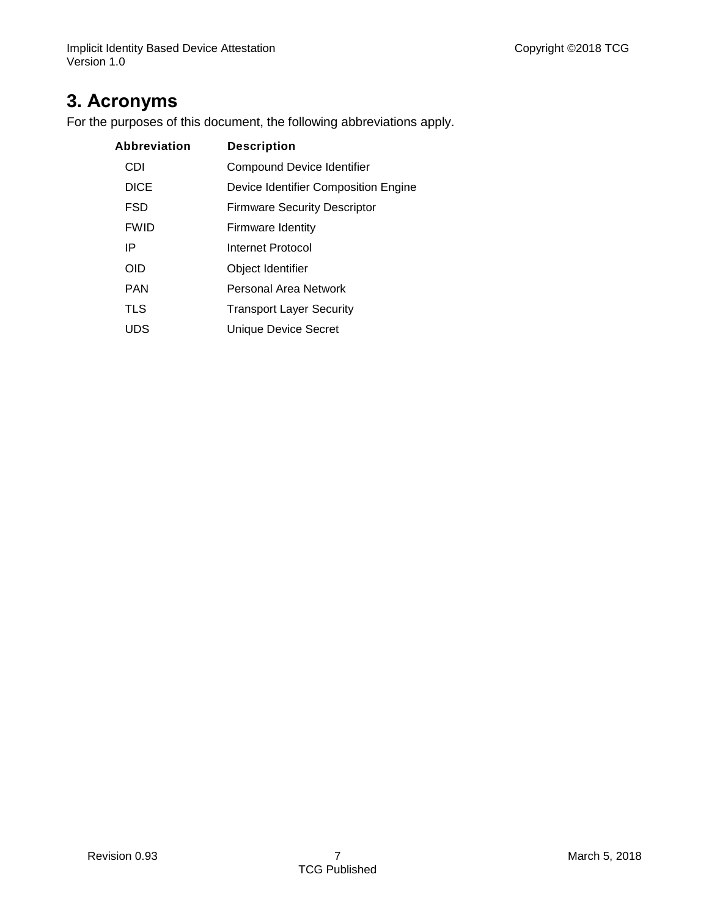# 3. Acronyms

For the purposes of this document, the following abbreviations apply.

| Abbreviation | Description |
| --- | --- |
| CDI | Compound Device Identifier |
| DICE | Device Identifier Composition Engine |
| FSD | Firmware Security Descriptor |
| FWID | Firmware Identity |
| IP | Internet Protocol |
| OID | Object Identifier |
| PAN | Personal Area Network |
| TLS | Transport Layer Security |
| UDS | Unique Device Secret |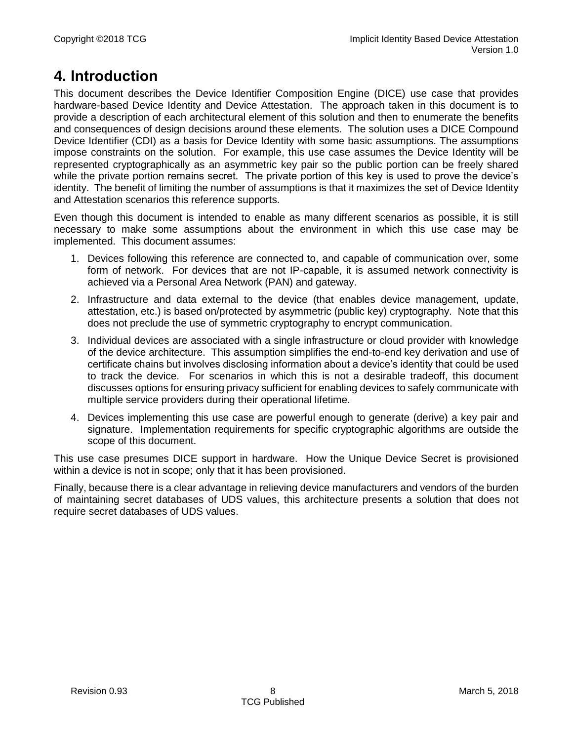# 4. Introduction

This document describes the Device Identifier Composition Engine (DICE) use case that provides hardware-based Device Identity and Device Attestation. The approach taken in this document is to provide a description of each architectural element of this solution and then to enumerate the benefits and consequences of design decisions around these elements. The solution uses a DICE Compound Device Identifier (CDI) as a basis for Device Identity with some basic assumptions. The assumptions impose constraints on the solution. For example, this use case assumes the Device Identity will be represented cryptographically as an asymmetric key pair so the public portion can be freely shared while the private portion remains secret. The private portion of this key is used to prove the device's identity. The benefit of limiting the number of assumptions is that it maximizes the set of Device Identity and Attestation scenarios this reference supports.

Even though this document is intended to enable as many different scenarios as possible, it is still necessary to make some assumptions about the environment in which this use case may be implemented. This document assumes:

1. Devices following this reference are connected to, and capable of communication over, some form of network. For devices that are not IP-capable, it is assumed network connectivity is achieved via a Personal Area Network (PAN) and gateway.
2. Infrastructure and data external to the device (that enables device management, update, attestation, etc.) is based on/protected by asymmetric (public key) cryptography. Note that this does not preclude the use of symmetric cryptography to encrypt communication.
3. Individual devices are associated with a single infrastructure or cloud provider with knowledge of the device architecture. This assumption simplifies the end-to-end key derivation and use of certificate chains but involves disclosing information about a device's identity that could be used to track the device. For scenarios in which this is not a desirable tradeoff, this document discusses options for ensuring privacy sufficient for enabling devices to safely communicate with multiple service providers during their operational lifetime.
4. Devices implementing this use case are powerful enough to generate (derive) a key pair and signature. Implementation requirements for specific cryptographic algorithms are outside the scope of this document.

This use case presumes DICE support in hardware. How the Unique Device Secret is provisioned within a device is not in scope; only that it has been provisioned.

Finally, because there is a clear advantage in relieving device manufacturers and vendors of the burden of maintaining secret databases of UDS values, this architecture presents a solution that does not require secret databases of UDS values.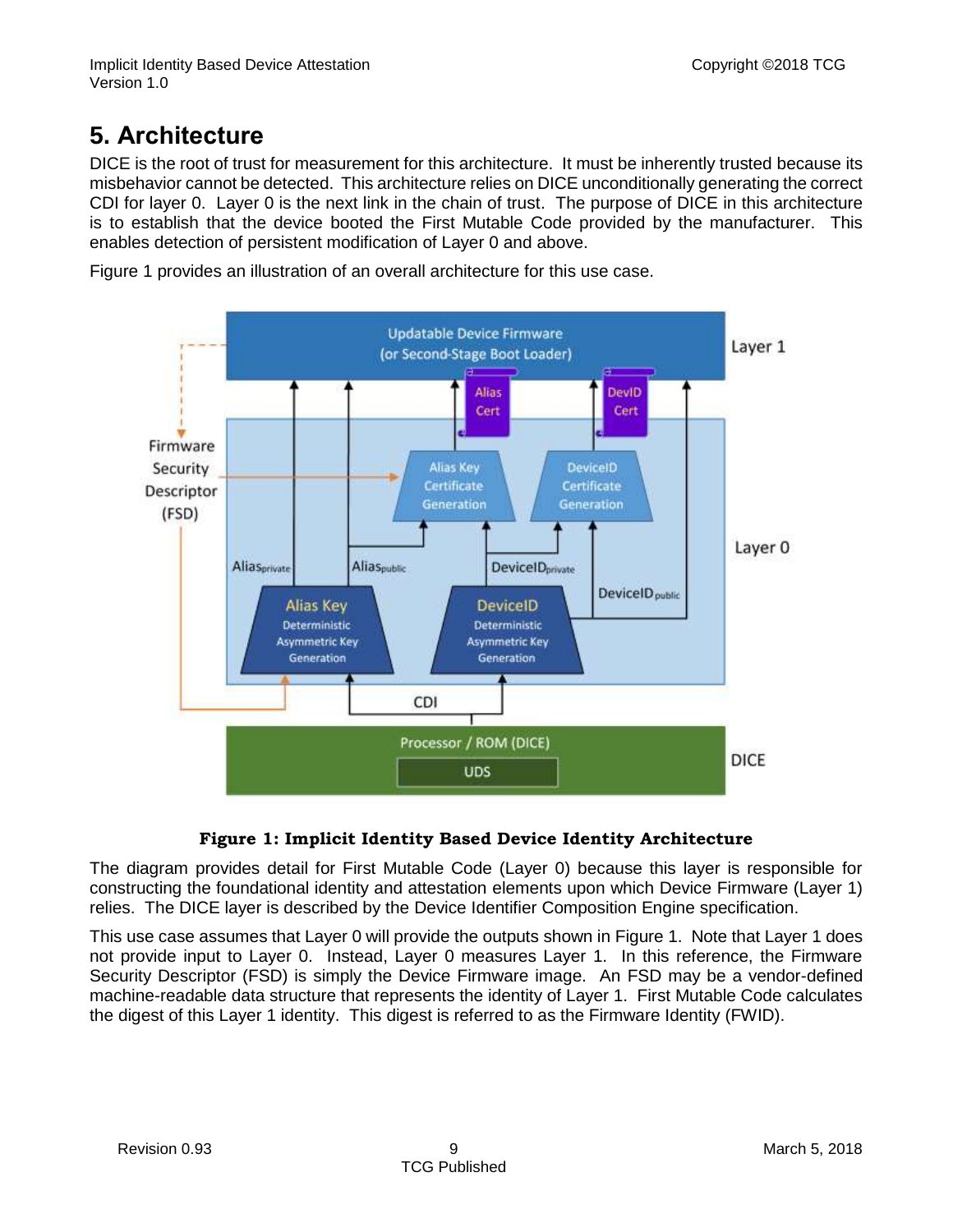# 5. Architecture

DICE is the root of trust for measurement for this architecture. It must be inherently trusted because its misbehavior cannot be detected. This architecture relies on DICE unconditionally generating the correct CDI for layer 0. Layer 0 is the next link in the chain of trust. The purpose of DICE in this architecture is to establish that the device booted the First Mutable Code provided by the manufacturer. This enables detection of persistent modification of Layer 0 and above.

Figure 1 provides an illustration of an overall architecture for this use case.

**Figure 1: Implicit Identity Based Device Identity Architecture**

The diagram provides detail for First Mutable Code (Layer 0) because this layer is responsible for constructing the foundational identity and attestation elements upon which Device Firmware (Layer 1) relies. The DICE layer is described by the Device Identifier Composition Engine specification.

This use case assumes that Layer 0 will provide the outputs shown in Figure 1. Note that Layer 1 does not provide input to Layer 0. Instead, Layer 0 measures Layer 1. In this reference, the Firmware Security Descriptor (FSD) is simply the Device Firmware image. An FSD may be a vendor-defined machine-readable data structure that represents the identity of Layer 1. First Mutable Code calculates the digest of this Layer 1 identity. This digest is referred to as the Firmware Identity (FWID).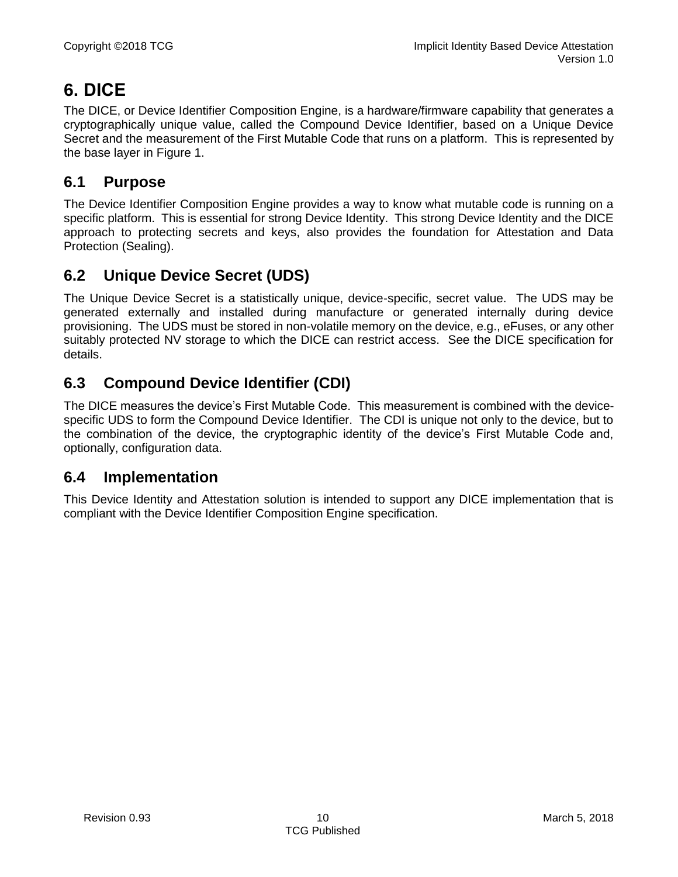# 6. DICE

The DICE, or Device Identifier Composition Engine, is a hardware/firmware capability that generates a cryptographically unique value, called the Compound Device Identifier, based on a Unique Device Secret and the measurement of the First Mutable Code that runs on a platform. This is represented by the base layer in Figure 1.

## 6.1 Purpose

The Device Identifier Composition Engine provides a way to know what mutable code is running on a specific platform. This is essential for strong Device Identity. This strong Device Identity and the DICE approach to protecting secrets and keys, also provides the foundation for Attestation and Data Protection (Sealing).

## 6.2 Unique Device Secret (UDS)

The Unique Device Secret is a statistically unique, device-specific, secret value. The UDS may be generated externally and installed during manufacture or generated internally during device provisioning. The UDS must be stored in non-volatile memory on the device, e.g., eFuses, or any other suitably protected NV storage to which the DICE can restrict access. See the DICE specification for details.

## 6.3 Compound Device Identifier (CDI)

The DICE measures the device's First Mutable Code. This measurement is combined with the device-specific UDS to form the Compound Device Identifier. The CDI is unique not only to the device, but to the combination of the device, the cryptographic identity of the device's First Mutable Code and, optionally, configuration data.

## 6.4 Implementation

This Device Identity and Attestation solution is intended to support any DICE implementation that is compliant with the Device Identifier Composition Engine specification.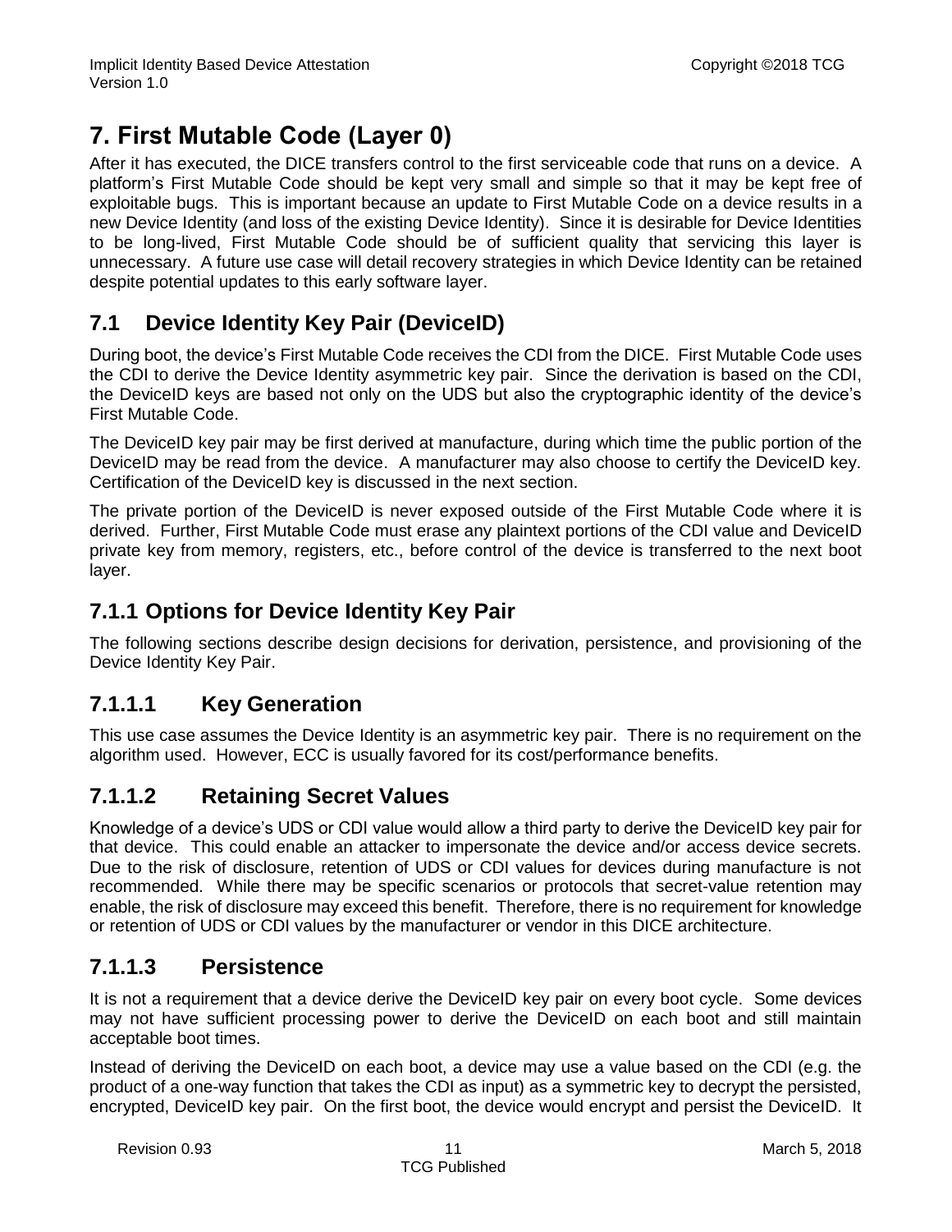# 7. First Mutable Code (Layer 0)

After it has executed, the DICE transfers control to the first serviceable code that runs on a device. A platform's First Mutable Code should be kept very small and simple so that it may be kept free of exploitable bugs. This is important because an update to First Mutable Code on a device results in a new Device Identity (and loss of the existing Device Identity). Since it is desirable for Device Identities to be long-lived, First Mutable Code should be of sufficient quality that servicing this layer is unnecessary. A future use case will detail recovery strategies in which Device Identity can be retained despite potential updates to this early software layer.

## 7.1 Device Identity Key Pair (DeviceID)

During boot, the device's First Mutable Code receives the CDI from the DICE. First Mutable Code uses the CDI to derive the Device Identity asymmetric key pair. Since the derivation is based on the CDI, the DeviceID keys are based not only on the UDS but also the cryptographic identity of the device's First Mutable Code.

The DeviceID key pair may be first derived at manufacture, during which time the public portion of the DeviceID may be read from the device. A manufacturer may also choose to certify the DeviceID key. Certification of the DeviceID key is discussed in the next section.

The private portion of the DeviceID is never exposed outside of the First Mutable Code where it is derived. Further, First Mutable Code must erase any plaintext portions of the CDI value and DeviceID private key from memory, registers, etc., before control of the device is transferred to the next boot layer.

### 7.1.1 Options for Device Identity Key Pair

The following sections describe design decisions for derivation, persistence, and provisioning of the Device Identity Key Pair.

#### 7.1.1.1 Key Generation

This use case assumes the Device Identity is an asymmetric key pair. There is no requirement on the algorithm used. However, ECC is usually favored for its cost/performance benefits.

#### 7.1.1.2 Retaining Secret Values

Knowledge of a device's UDS or CDI value would allow a third party to derive the DeviceID key pair for that device. This could enable an attacker to impersonate the device and/or access device secrets. Due to the risk of disclosure, retention of UDS or CDI values for devices during manufacture is not recommended. While there may be specific scenarios or protocols that secret-value retention may enable, the risk of disclosure may exceed this benefit. Therefore, there is no requirement for knowledge or retention of UDS or CDI values by the manufacturer or vendor in this DICE architecture.

#### 7.1.1.3 Persistence

It is not a requirement that a device derive the DeviceID key pair on every boot cycle. Some devices may not have sufficient processing power to derive the DeviceID on each boot and still maintain acceptable boot times.

Instead of deriving the DeviceID on each boot, a device may use a value based on the CDI (e.g. the product of a one-way function that takes the CDI as input) as a symmetric key to decrypt the persisted, encrypted, DeviceID key pair. On the first boot, the device would encrypt and persist the DeviceID. It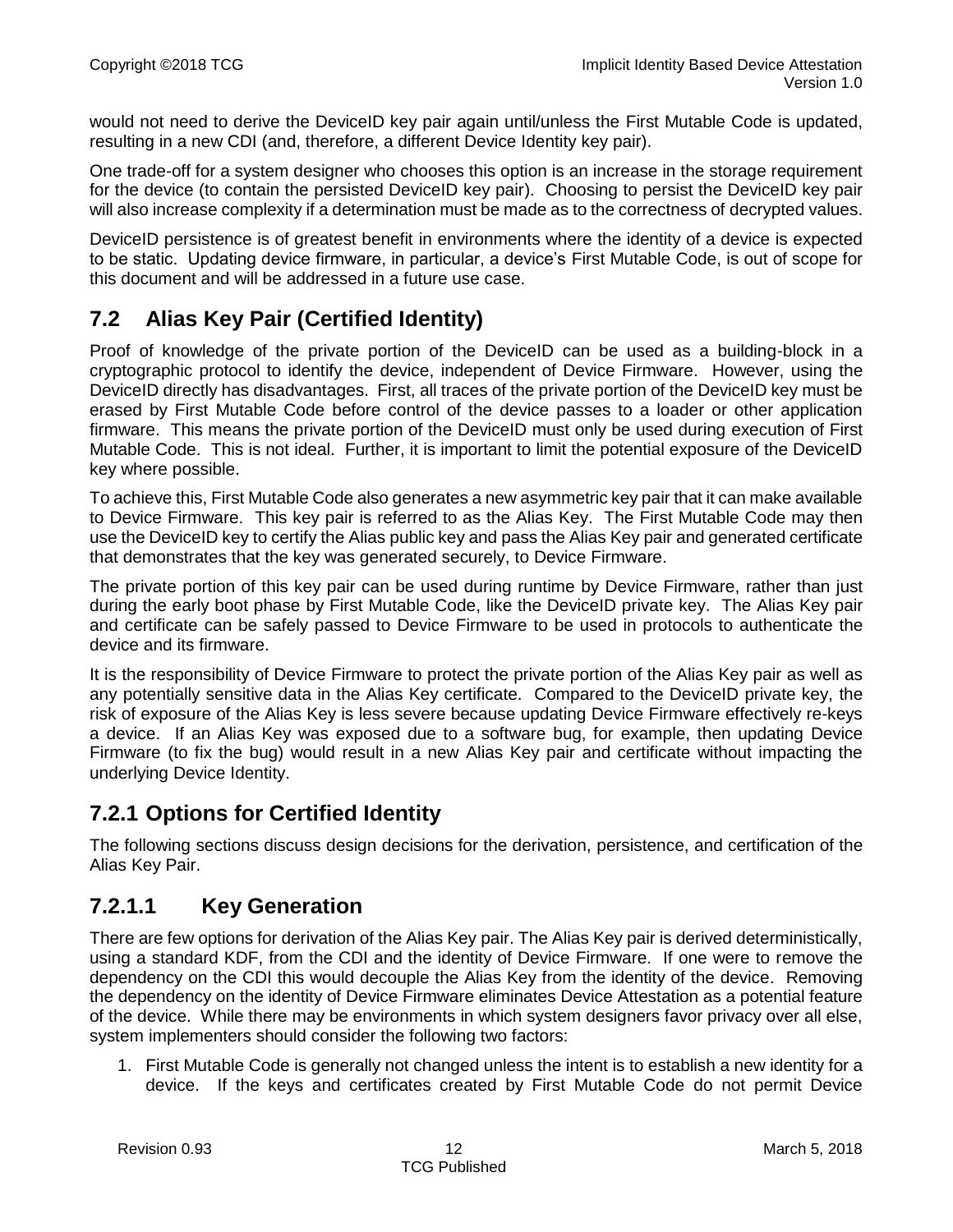would not need to derive the DeviceID key pair again until/unless the First Mutable Code is updated, resulting in a new CDI (and, therefore, a different Device Identity key pair).

One trade-off for a system designer who chooses this option is an increase in the storage requirement for the device (to contain the persisted DeviceID key pair). Choosing to persist the DeviceID key pair will also increase complexity if a determination must be made as to the correctness of decrypted values.

DeviceID persistence is of greatest benefit in environments where the identity of a device is expected to be static. Updating device firmware, in particular, a device's First Mutable Code, is out of scope for this document and will be addressed in a future use case.

## 7.2 Alias Key Pair (Certified Identity)

Proof of knowledge of the private portion of the DeviceID can be used as a building-block in a cryptographic protocol to identify the device, independent of Device Firmware. However, using the DeviceID directly has disadvantages. First, all traces of the private portion of the DeviceID key must be erased by First Mutable Code before control of the device passes to a loader or other application firmware. This means the private portion of the DeviceID must only be used during execution of First Mutable Code. This is not ideal. Further, it is important to limit the potential exposure of the DeviceID key where possible.

To achieve this, First Mutable Code also generates a new asymmetric key pair that it can make available to Device Firmware. This key pair is referred to as the Alias Key. The First Mutable Code may then use the DeviceID key to certify the Alias public key and pass the Alias Key pair and generated certificate that demonstrates that the key was generated securely, to Device Firmware.

The private portion of this key pair can be used during runtime by Device Firmware, rather than just during the early boot phase by First Mutable Code, like the DeviceID private key. The Alias Key pair and certificate can be safely passed to Device Firmware to be used in protocols to authenticate the device and its firmware.

It is the responsibility of Device Firmware to protect the private portion of the Alias Key pair as well as any potentially sensitive data in the Alias Key certificate. Compared to the DeviceID private key, the risk of exposure of the Alias Key is less severe because updating Device Firmware effectively re-keys a device. If an Alias Key was exposed due to a software bug, for example, then updating Device Firmware (to fix the bug) would result in a new Alias Key pair and certificate without impacting the underlying Device Identity.

### 7.2.1 Options for Certified Identity

The following sections discuss design decisions for the derivation, persistence, and certification of the Alias Key Pair.

#### 7.2.1.1 Key Generation

There are few options for derivation of the Alias Key pair. The Alias Key pair is derived deterministically, using a standard KDF, from the CDI and the identity of Device Firmware. If one were to remove the dependency on the CDI this would decouple the Alias Key from the identity of the device. Removing the dependency on the identity of Device Firmware eliminates Device Attestation as a potential feature of the device. While there may be environments in which system designers favor privacy over all else, system implementers should consider the following two factors:

1. First Mutable Code is generally not changed unless the intent is to establish a new identity for a device. If the keys and certificates created by First Mutable Code do not permit Device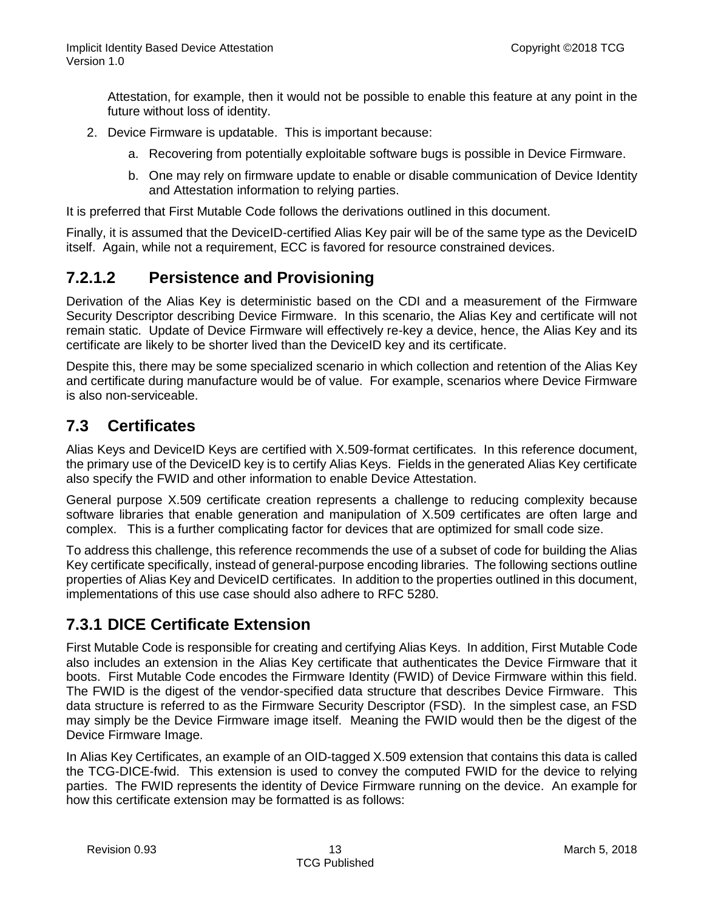Attestation, for example, then it would not be possible to enable this feature at any point in the future without loss of identity.

2. Device Firmware is updatable. This is important because:
   a. Recovering from potentially exploitable software bugs is possible in Device Firmware.
   b. One may rely on firmware update to enable or disable communication of Device Identity and Attestation information to relying parties.

It is preferred that First Mutable Code follows the derivations outlined in this document.

Finally, it is assumed that the DeviceID-certified Alias Key pair will be of the same type as the DeviceID itself. Again, while not a requirement, ECC is favored for resource constrained devices.

#### 7.2.1.2 Persistence and Provisioning

Derivation of the Alias Key is deterministic based on the CDI and a measurement of the Firmware Security Descriptor describing Device Firmware. In this scenario, the Alias Key and certificate will not remain static. Update of Device Firmware will effectively re-key a device, hence, the Alias Key and its certificate are likely to be shorter lived than the DeviceID key and its certificate.

Despite this, there may be some specialized scenario in which collection and retention of the Alias Key and certificate during manufacture would be of value. For example, scenarios where Device Firmware is also non-serviceable.

## 7.3 Certificates

Alias Keys and DeviceID Keys are certified with X.509-format certificates. In this reference document, the primary use of the DeviceID key is to certify Alias Keys. Fields in the generated Alias Key certificate also specify the FWID and other information to enable Device Attestation.

General purpose X.509 certificate creation represents a challenge to reducing complexity because software libraries that enable generation and manipulation of X.509 certificates are often large and complex. This is a further complicating factor for devices that are optimized for small code size.

To address this challenge, this reference recommends the use of a subset of code for building the Alias Key certificate specifically, instead of general-purpose encoding libraries. The following sections outline properties of Alias Key and DeviceID certificates. In addition to the properties outlined in this document, implementations of this use case should also adhere to RFC 5280.

### 7.3.1 DICE Certificate Extension

First Mutable Code is responsible for creating and certifying Alias Keys. In addition, First Mutable Code also includes an extension in the Alias Key certificate that authenticates the Device Firmware that it boots. First Mutable Code encodes the Firmware Identity (FWID) of Device Firmware within this field. The FWID is the digest of the vendor-specified data structure that describes Device Firmware. This data structure is referred to as the Firmware Security Descriptor (FSD). In the simplest case, an FSD may simply be the Device Firmware image itself. Meaning the FWID would then be the digest of the Device Firmware Image.

In Alias Key Certificates, an example of an OID-tagged X.509 extension that contains this data is called the TCG-DICE-fwid. This extension is used to convey the computed FWID for the device to relying parties. The FWID represents the identity of Device Firmware running on the device. An example for how this certificate extension may be formatted is as follows: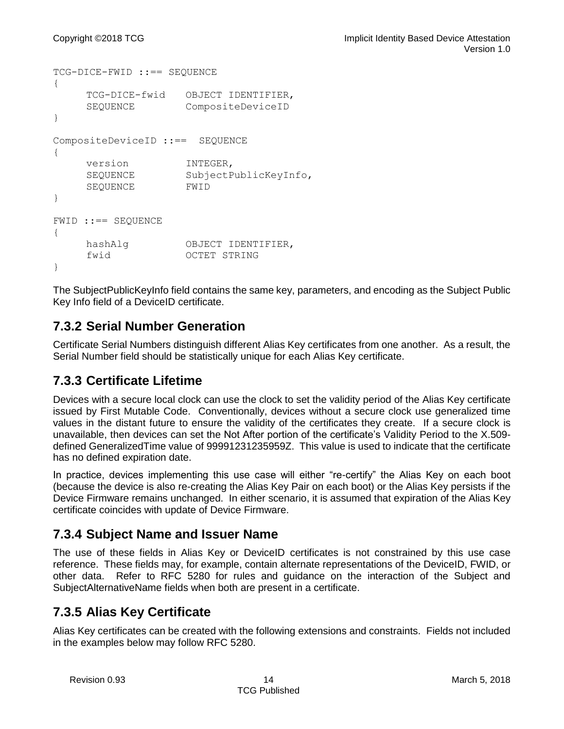```
TCG-DICE-FWID ::== SEQUENCE
{
     TCG-DICE-fwid    OBJECT IDENTIFIER,
     SEQUENCE         CompositeDeviceID
}

CompositeDeviceID ::==  SEQUENCE
{
     version          INTEGER,
     SEQUENCE         SubjectPublicKeyInfo,
     SEQUENCE         FWID
}

FWID ::== SEQUENCE
{
     hashAlg          OBJECT IDENTIFIER,
     fwid             OCTET STRING
}
```

The SubjectPublicKeyInfo field contains the same key, parameters, and encoding as the Subject Public Key Info field of a DeviceID certificate.

### 7.3.2 Serial Number Generation

Certificate Serial Numbers distinguish different Alias Key certificates from one another. As a result, the Serial Number field should be statistically unique for each Alias Key certificate.

### 7.3.3 Certificate Lifetime

Devices with a secure local clock can use the clock to set the validity period of the Alias Key certificate issued by First Mutable Code. Conventionally, devices without a secure clock use generalized time values in the distant future to ensure the validity of the certificates they create. If a secure clock is unavailable, then devices can set the Not After portion of the certificate's Validity Period to the X.509-defined GeneralizedTime value of 99991231235959Z. This value is used to indicate that the certificate has no defined expiration date.

In practice, devices implementing this use case will either "re-certify" the Alias Key on each boot (because the device is also re-creating the Alias Key Pair on each boot) or the Alias Key persists if the Device Firmware remains unchanged. In either scenario, it is assumed that expiration of the Alias Key certificate coincides with update of Device Firmware.

### 7.3.4 Subject Name and Issuer Name

The use of these fields in Alias Key or DeviceID certificates is not constrained by this use case reference. These fields may, for example, contain alternate representations of the DeviceID, FWID, or other data. Refer to RFC 5280 for rules and guidance on the interaction of the Subject and SubjectAlternativeName fields when both are present in a certificate.

### 7.3.5 Alias Key Certificate

Alias Key certificates can be created with the following extensions and constraints. Fields not included in the examples below may follow RFC 5280.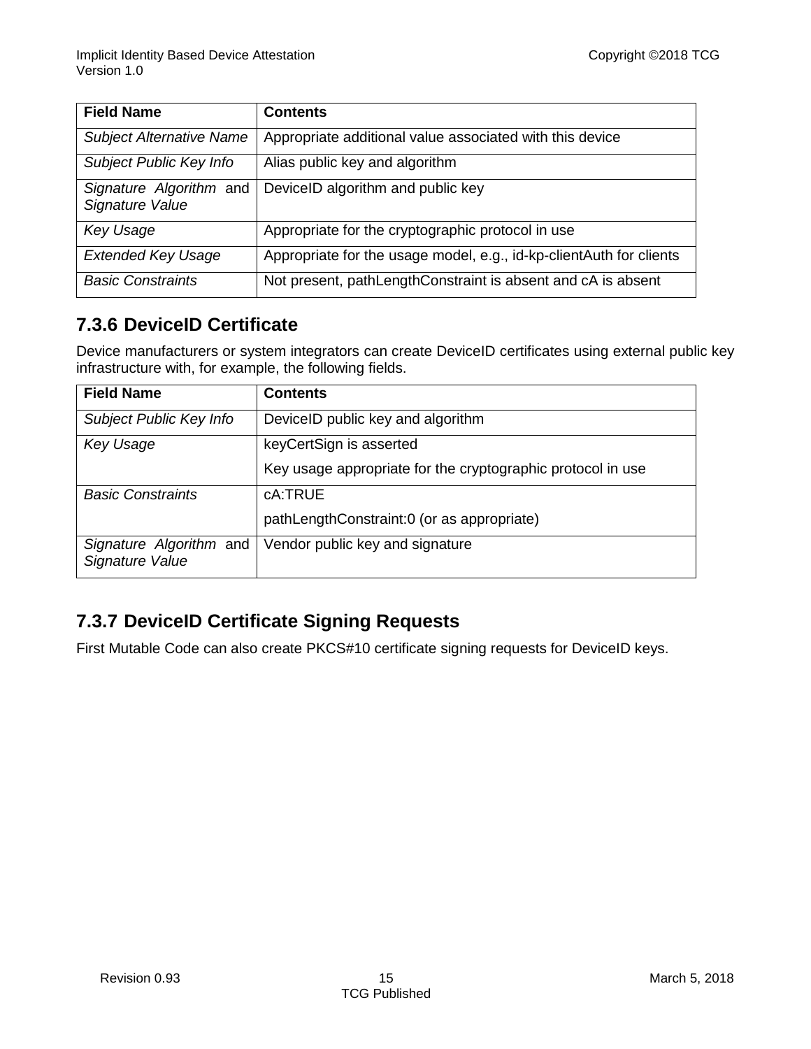| Field Name | Contents |
|---|---|
| *Subject Alternative Name* | Appropriate additional value associated with this device |
| *Subject Public Key Info* | Alias public key and algorithm |
| *Signature Algorithm* and *Signature Value* | DeviceID algorithm and public key |
| *Key Usage* | Appropriate for the cryptographic protocol in use |
| *Extended Key Usage* | Appropriate for the usage model, e.g., id-kp-clientAuth for clients |
| *Basic Constraints* | Not present, pathLengthConstraint is absent and cA is absent |

### 7.3.6 DeviceID Certificate

Device manufacturers or system integrators can create DeviceID certificates using external public key infrastructure with, for example, the following fields.

| Field Name | Contents |
|---|---|
| *Subject Public Key Info* | DeviceID public key and algorithm |
| *Key Usage* | keyCertSign is asserted<br>Key usage appropriate for the cryptographic protocol in use |
| *Basic Constraints* | cA:TRUE<br>pathLengthConstraint:0 (or as appropriate) |
| *Signature Algorithm* and *Signature Value* | Vendor public key and signature |

### 7.3.7 DeviceID Certificate Signing Requests

First Mutable Code can also create PKCS#10 certificate signing requests for DeviceID keys.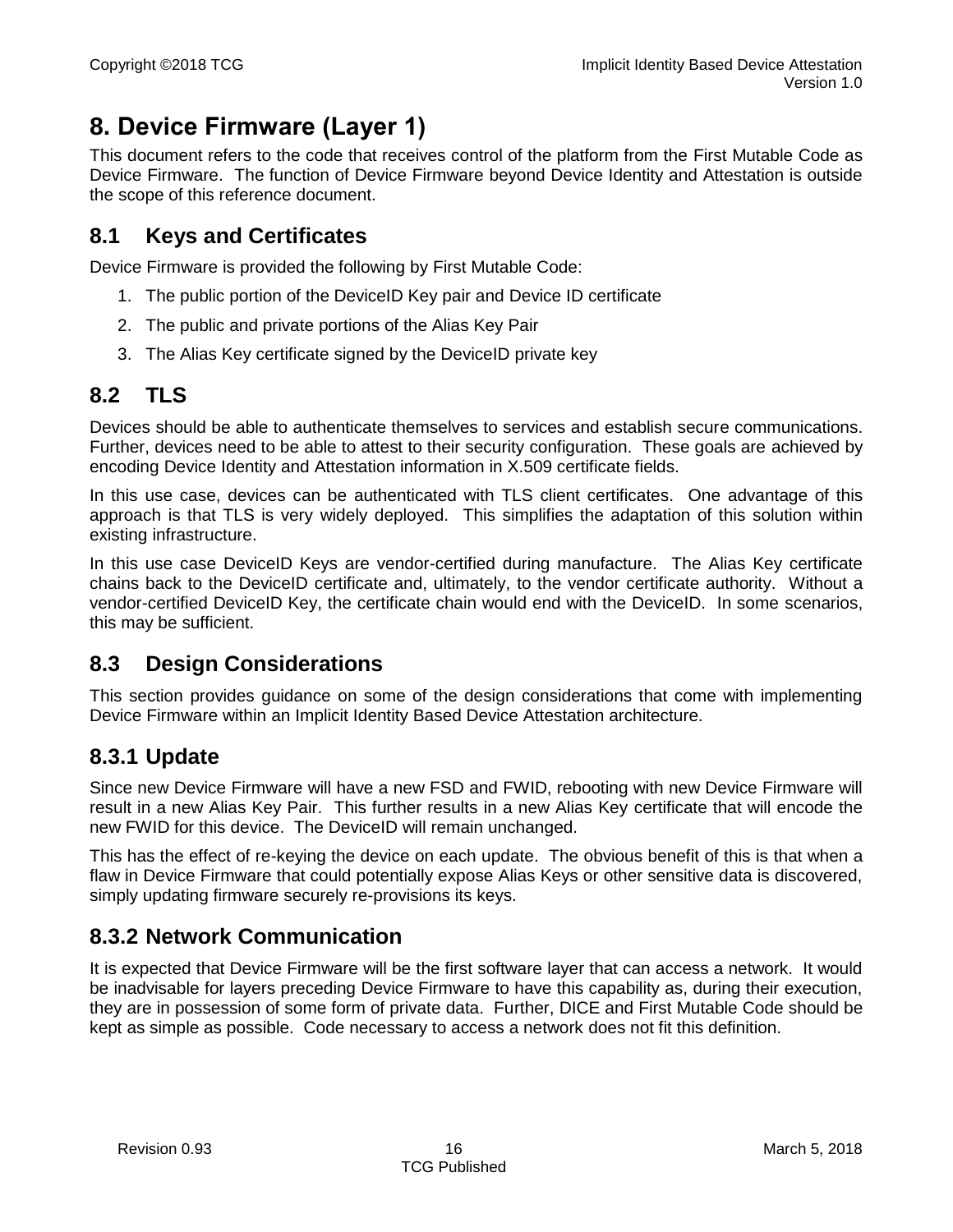# 8. Device Firmware (Layer 1)

This document refers to the code that receives control of the platform from the First Mutable Code as Device Firmware. The function of Device Firmware beyond Device Identity and Attestation is outside the scope of this reference document.

## 8.1 Keys and Certificates

Device Firmware is provided the following by First Mutable Code:

1. The public portion of the DeviceID Key pair and Device ID certificate
2. The public and private portions of the Alias Key Pair
3. The Alias Key certificate signed by the DeviceID private key

## 8.2 TLS

Devices should be able to authenticate themselves to services and establish secure communications. Further, devices need to be able to attest to their security configuration. These goals are achieved by encoding Device Identity and Attestation information in X.509 certificate fields.

In this use case, devices can be authenticated with TLS client certificates. One advantage of this approach is that TLS is very widely deployed. This simplifies the adaptation of this solution within existing infrastructure.

In this use case DeviceID Keys are vendor-certified during manufacture. The Alias Key certificate chains back to the DeviceID certificate and, ultimately, to the vendor certificate authority. Without a vendor-certified DeviceID Key, the certificate chain would end with the DeviceID. In some scenarios, this may be sufficient.

## 8.3 Design Considerations

This section provides guidance on some of the design considerations that come with implementing Device Firmware within an Implicit Identity Based Device Attestation architecture.

### 8.3.1 Update

Since new Device Firmware will have a new FSD and FWID, rebooting with new Device Firmware will result in a new Alias Key Pair. This further results in a new Alias Key certificate that will encode the new FWID for this device. The DeviceID will remain unchanged.

This has the effect of re-keying the device on each update. The obvious benefit of this is that when a flaw in Device Firmware that could potentially expose Alias Keys or other sensitive data is discovered, simply updating firmware securely re-provisions its keys.

### 8.3.2 Network Communication

It is expected that Device Firmware will be the first software layer that can access a network. It would be inadvisable for layers preceding Device Firmware to have this capability as, during their execution, they are in possession of some form of private data. Further, DICE and First Mutable Code should be kept as simple as possible. Code necessary to access a network does not fit this definition.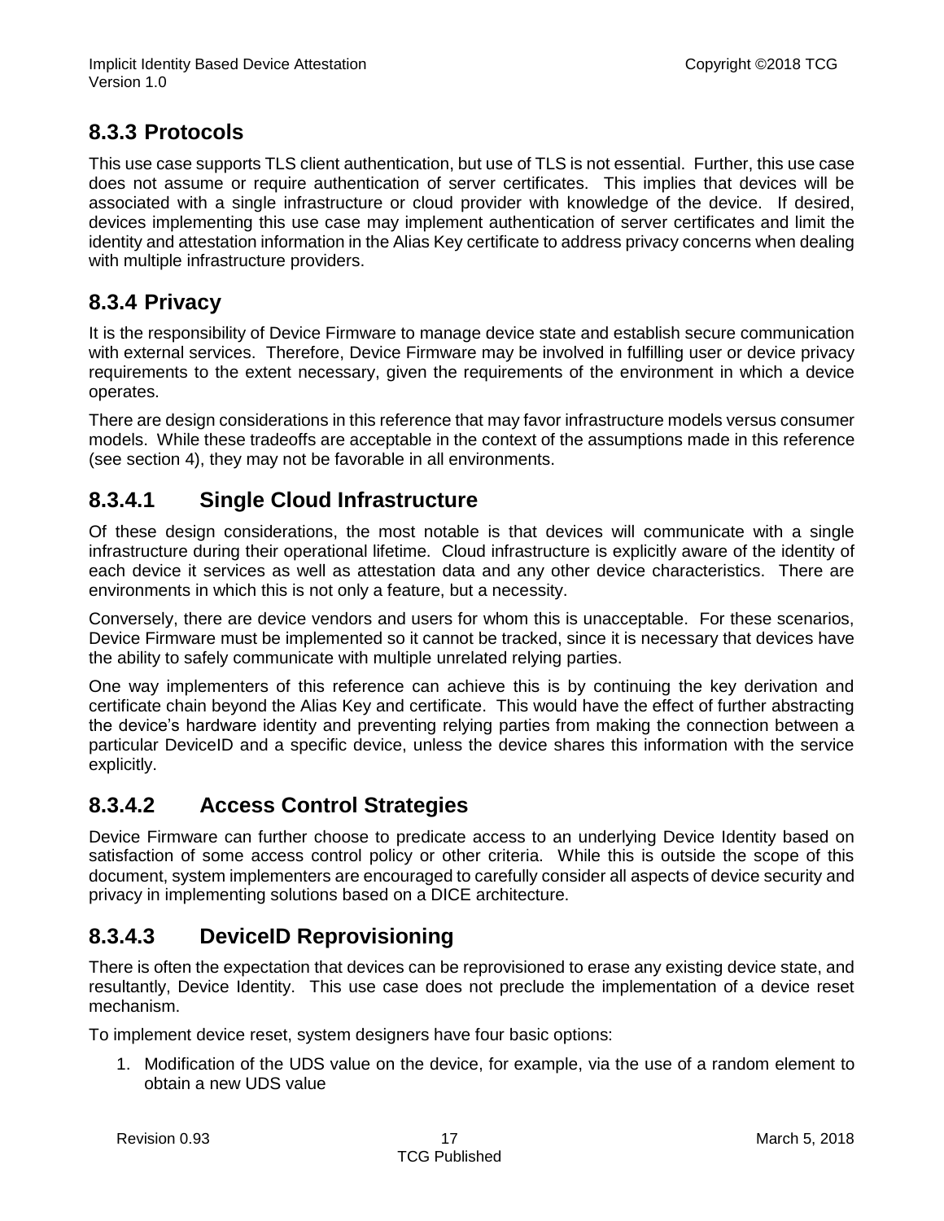### 8.3.3 Protocols

This use case supports TLS client authentication, but use of TLS is not essential. Further, this use case does not assume or require authentication of server certificates. This implies that devices will be associated with a single infrastructure or cloud provider with knowledge of the device. If desired, devices implementing this use case may implement authentication of server certificates and limit the identity and attestation information in the Alias Key certificate to address privacy concerns when dealing with multiple infrastructure providers.

### 8.3.4 Privacy

It is the responsibility of Device Firmware to manage device state and establish secure communication with external services. Therefore, Device Firmware may be involved in fulfilling user or device privacy requirements to the extent necessary, given the requirements of the environment in which a device operates.

There are design considerations in this reference that may favor infrastructure models versus consumer models. While these tradeoffs are acceptable in the context of the assumptions made in this reference (see section 4), they may not be favorable in all environments.

#### 8.3.4.1 Single Cloud Infrastructure

Of these design considerations, the most notable is that devices will communicate with a single infrastructure during their operational lifetime. Cloud infrastructure is explicitly aware of the identity of each device it services as well as attestation data and any other device characteristics. There are environments in which this is not only a feature, but a necessity.

Conversely, there are device vendors and users for whom this is unacceptable. For these scenarios, Device Firmware must be implemented so it cannot be tracked, since it is necessary that devices have the ability to safely communicate with multiple unrelated relying parties.

One way implementers of this reference can achieve this is by continuing the key derivation and certificate chain beyond the Alias Key and certificate. This would have the effect of further abstracting the device's hardware identity and preventing relying parties from making the connection between a particular DeviceID and a specific device, unless the device shares this information with the service explicitly.

#### 8.3.4.2 Access Control Strategies

Device Firmware can further choose to predicate access to an underlying Device Identity based on satisfaction of some access control policy or other criteria. While this is outside the scope of this document, system implementers are encouraged to carefully consider all aspects of device security and privacy in implementing solutions based on a DICE architecture.

#### 8.3.4.3 DeviceID Reprovisioning

There is often the expectation that devices can be reprovisioned to erase any existing device state, and resultantly, Device Identity. This use case does not preclude the implementation of a device reset mechanism.

To implement device reset, system designers have four basic options:

1. Modification of the UDS value on the device, for example, via the use of a random element to obtain a new UDS value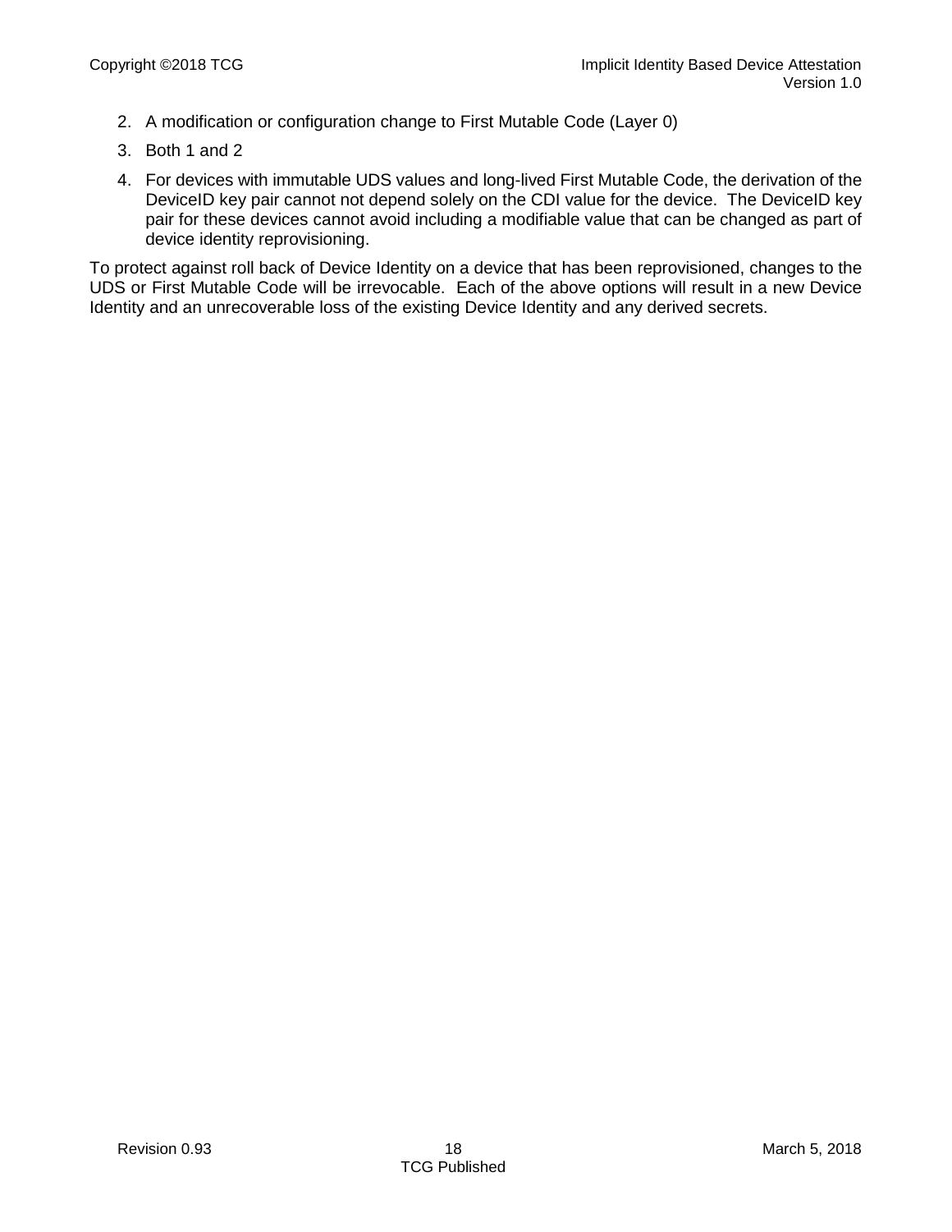2. A modification or configuration change to First Mutable Code (Layer 0)
3. Both 1 and 2
4. For devices with immutable UDS values and long-lived First Mutable Code, the derivation of the DeviceID key pair cannot not depend solely on the CDI value for the device. The DeviceID key pair for these devices cannot avoid including a modifiable value that can be changed as part of device identity reprovisioning.

To protect against roll back of Device Identity on a device that has been reprovisioned, changes to the UDS or First Mutable Code will be irrevocable. Each of the above options will result in a new Device Identity and an unrecoverable loss of the existing Device Identity and any derived secrets.